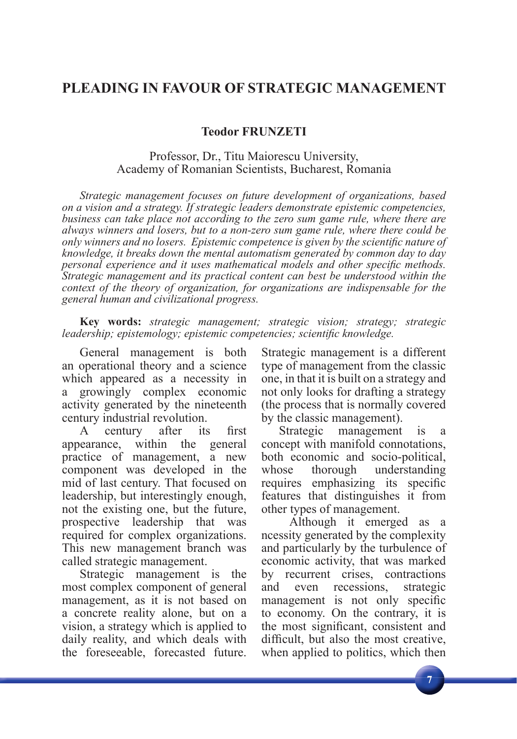# PLEADING IN FAVOUR OF STRATEGIC MANAGEMENT

**Teodor FRUNZETI**

Professor, Dr., Titu Maiorescu University,
Academy of Romanian Scientists, Bucharest, Romania

*Strategic management focuses on future development of organizations, based on a vision and a strategy. If strategic leaders demonstrate epistemic competencies, business can take place not according to the zero sum game rule, where there are always winners and losers, but to a non-zero sum game rule, where there could be only winners and no losers. Epistemic competence is given by the scientific nature of knowledge, it breaks down the mental automatism generated by common day to day personal experience and it uses mathematical models and other specific methods. Strategic management and its practical content can best be understood within the context of the theory of organization, for organizations are indispensable for the general human and civilizational progress.*

**Key words:** *strategic management; strategic vision; strategy; strategic leadership; epistemology; epistemic competencies; scientific knowledge.*

General management is both an operational theory and a science which appeared as a necessity in a growingly complex economic activity generated by the nineteenth century industrial revolution.

A century after its first appearance, within the general practice of management, a new component was developed in the mid of last century. That focused on leadership, but interestingly enough, not the existing one, but the future, prospective leadership that was required for complex organizations. This new management branch was called strategic management.

Strategic management is the most complex component of general management, as it is not based on a concrete reality alone, but on a vision, a strategy which is applied to daily reality, and which deals with the foreseeable, forecasted future. Strategic management is a different type of management from the classic one, in that it is built on a strategy and not only looks for drafting a strategy (the process that is normally covered by the classic management).

Strategic management is a concept with manifold connotations, both economic and socio-political, whose thorough understanding requires emphasizing its specific features that distinguishes it from other types of management.

Although it emerged as a ncessity generated by the complexity and particularly by the turbulence of economic activity, that was marked by recurrent crises, contractions and even recessions, strategic management is not only specific to economy. On the contrary, it is the most significant, consistent and difficult, but also the most creative, when applied to politics, which then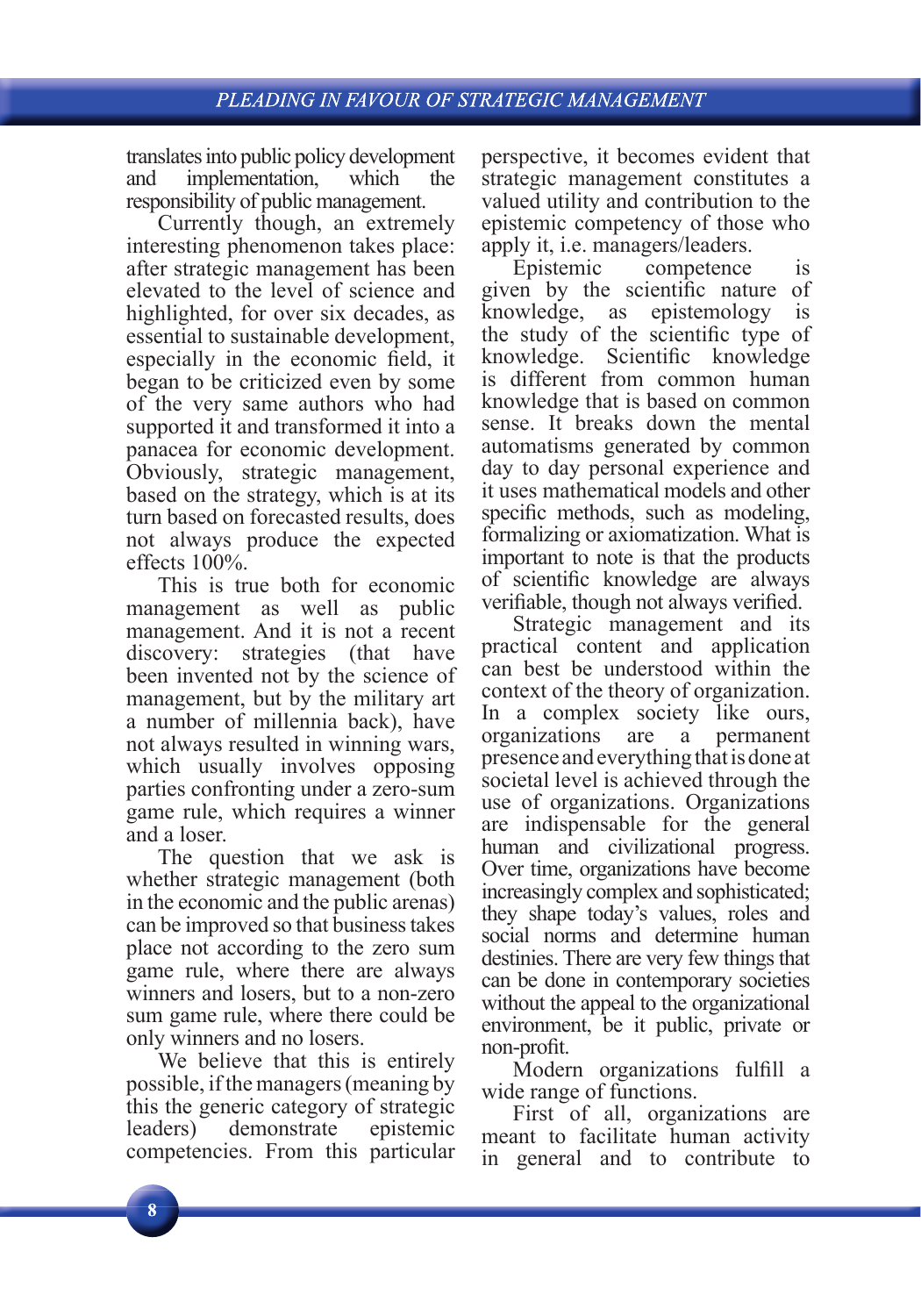translates into public policy development and implementation, which the responsibility of public management.

Currently though, an extremely interesting phenomenon takes place: after strategic management has been elevated to the level of science and highlighted, for over six decades, as essential to sustainable development, especially in the economic field, it began to be criticized even by some of the very same authors who had supported it and transformed it into a panacea for economic development. Obviously, strategic management, based on the strategy, which is at its turn based on forecasted results, does not always produce the expected effects 100%.

This is true both for economic management as well as public management. And it is not a recent discovery: strategies (that have been invented not by the science of management, but by the military art a number of millennia back), have not always resulted in winning wars, which usually involves opposing parties confronting under a zero-sum game rule, which requires a winner and a loser.

The question that we ask is whether strategic management (both in the economic and the public arenas) can be improved so that business takes place not according to the zero sum game rule, where there are always winners and losers, but to a non-zero sum game rule, where there could be only winners and no losers.

We believe that this is entirely possible, if the managers (meaning by this the generic category of strategic leaders) demonstrate epistemic competencies. From this particular perspective, it becomes evident that strategic management constitutes a valued utility and contribution to the epistemic competency of those who apply it, i.e. managers/leaders.

Epistemic competence is given by the scientific nature of knowledge, as epistemology is the study of the scientific type of knowledge. Scientific knowledge is different from common human knowledge that is based on common sense. It breaks down the mental automatisms generated by common day to day personal experience and it uses mathematical models and other specific methods, such as modeling, formalizing or axiomatization. What is important to note is that the products of scientific knowledge are always verifiable, though not always verified.

Strategic management and its practical content and application can best be understood within the context of the theory of organization. In a complex society like ours, organizations are a permanent presence and everything that is done at societal level is achieved through the use of organizations. Organizations are indispensable for the general human and civilizational progress. Over time, organizations have become increasingly complex and sophisticated; they shape today's values, roles and social norms and determine human destinies. There are very few things that can be done in contemporary societies without the appeal to the organizational environment, be it public, private or non-profit.

Modern organizations fulfill a wide range of functions.

First of all, organizations are meant to facilitate human activity in general and to contribute to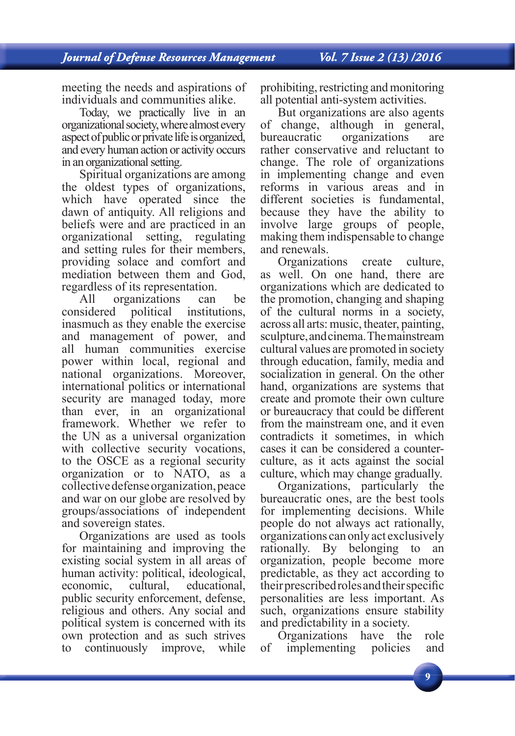meeting the needs and aspirations of individuals and communities alike.

Today, we practically live in an organizational society, where almost every aspect of public or private life is organized, and every human action or activity occurs in an organizational setting.

Spiritual organizations are among the oldest types of organizations, which have operated since the dawn of antiquity. All religions and beliefs were and are practiced in an organizational setting, regulating and setting rules for their members, providing solace and comfort and mediation between them and God, regardless of its representation.

All organizations can be considered political institutions, inasmuch as they enable the exercise and management of power, and all human communities exercise power within local, regional and national organizations. Moreover, international politics or international security are managed today, more than ever, in an organizational framework. Whether we refer to the UN as a universal organization with collective security vocations, to the OSCE as a regional security organization or to NATO, as a collective defense organization, peace and war on our globe are resolved by groups/associations of independent and sovereign states.

Organizations are used as tools for maintaining and improving the existing social system in all areas of human activity: political, ideological, economic, cultural, educational, public security enforcement, defense, religious and others. Any social and political system is concerned with its own protection and as such strives to continuously improve, while prohibiting, restricting and monitoring all potential anti-system activities.

But organizations are also agents of change, although in general, bureaucratic organizations are rather conservative and reluctant to change. The role of organizations in implementing change and even reforms in various areas and in different societies is fundamental, because they have the ability to involve large groups of people, making them indispensable to change and renewals.

Organizations create culture, as well. On one hand, there are organizations which are dedicated to the promotion, changing and shaping of the cultural norms in a society, across all arts: music, theater, painting, sculpture, and cinema. The mainstream cultural values are promoted in society through education, family, media and socialization in general. On the other hand, organizations are systems that create and promote their own culture or bureaucracy that could be different from the mainstream one, and it even contradicts it sometimes, in which cases it can be considered a counter-culture, as it acts against the social culture, which may change gradually.

Organizations, particularly the bureaucratic ones, are the best tools for implementing decisions. While people do not always act rationally, organizations can only act exclusively rationally. By belonging to an organization, people become more predictable, as they act according to their prescribed roles and their specific personalities are less important. As such, organizations ensure stability and predictability in a society.

Organizations have the role of implementing policies and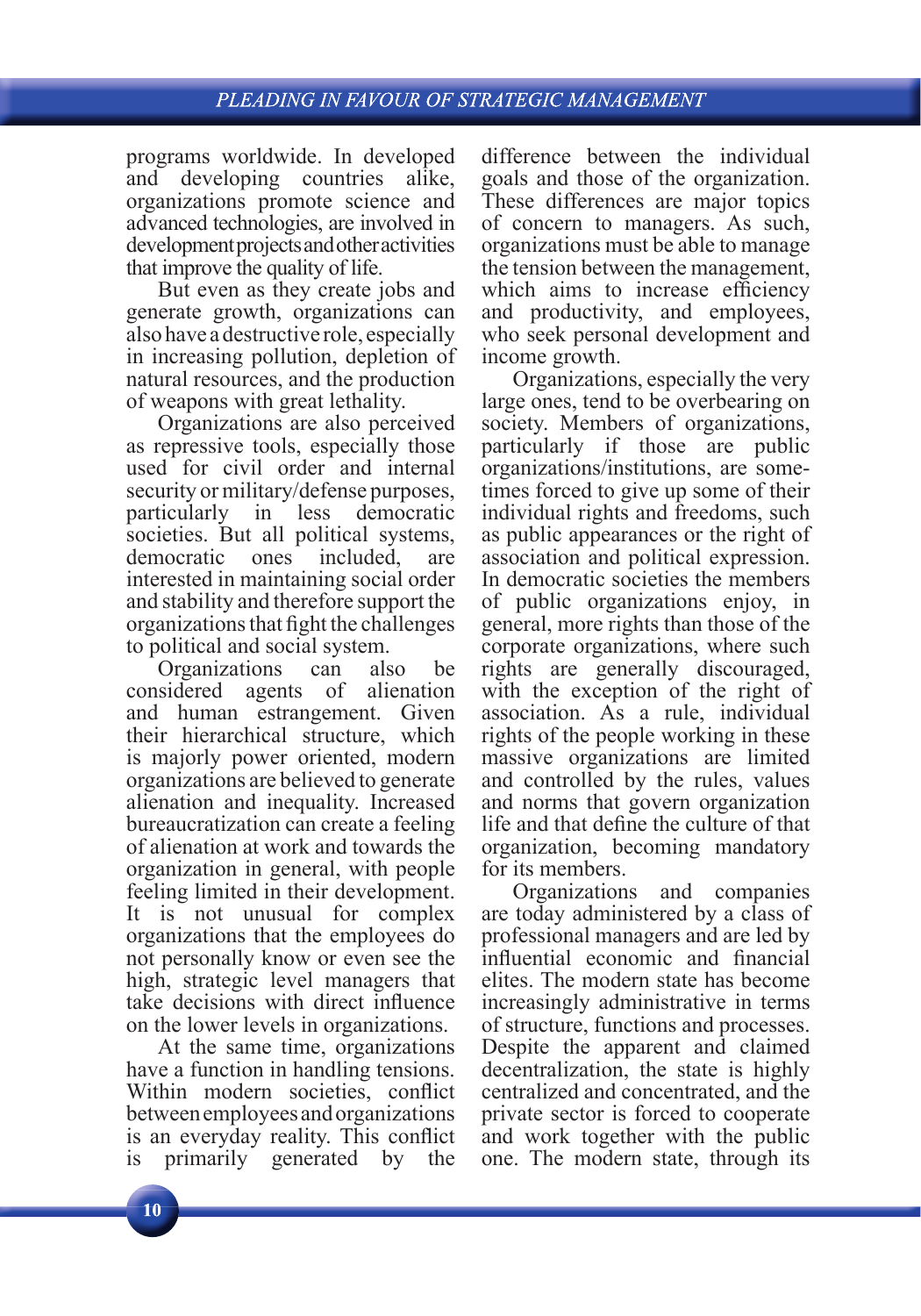programs worldwide. In developed and developing countries alike, organizations promote science and advanced technologies, are involved in development projects and other activities that improve the quality of life.

But even as they create jobs and generate growth, organizations can also have a destructive role, especially in increasing pollution, depletion of natural resources, and the production of weapons with great lethality.

Organizations are also perceived as repressive tools, especially those used for civil order and internal security or military/defense purposes, particularly in less democratic societies. But all political systems, democratic ones included, are interested in maintaining social order and stability and therefore support the organizations that fight the challenges to political and social system.

Organizations can also be considered agents of alienation and human estrangement. Given their hierarchical structure, which is majorly power oriented, modern organizations are believed to generate alienation and inequality. Increased bureaucratization can create a feeling of alienation at work and towards the organization in general, with people feeling limited in their development. It is not unusual for complex organizations that the employees do not personally know or even see the high, strategic level managers that take decisions with direct influence on the lower levels in organizations.

At the same time, organizations have a function in handling tensions. Within modern societies, conflict between employees and organizations is an everyday reality. This conflict is primarily generated by the difference between the individual goals and those of the organization. These differences are major topics of concern to managers. As such, organizations must be able to manage the tension between the management, which aims to increase efficiency and productivity, and employees, who seek personal development and income growth.

Organizations, especially the very large ones, tend to be overbearing on society. Members of organizations, particularly if those are public organizations/institutions, are sometimes forced to give up some of their individual rights and freedoms, such as public appearances or the right of association and political expression. In democratic societies the members of public organizations enjoy, in general, more rights than those of the corporate organizations, where such rights are generally discouraged, with the exception of the right of association. As a rule, individual rights of the people working in these massive organizations are limited and controlled by the rules, values and norms that govern organization life and that define the culture of that organization, becoming mandatory for its members.

Organizations and companies are today administered by a class of professional managers and are led by influential economic and financial elites. The modern state has become increasingly administrative in terms of structure, functions and processes. Despite the apparent and claimed decentralization, the state is highly centralized and concentrated, and the private sector is forced to cooperate and work together with the public one. The modern state, through its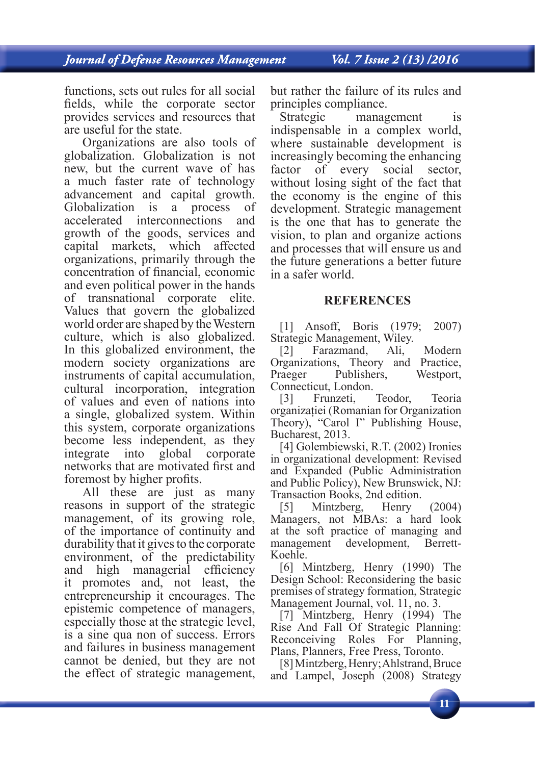functions, sets out rules for all social fields, while the corporate sector provides services and resources that are useful for the state.

Organizations are also tools of globalization. Globalization is not new, but the current wave of has a much faster rate of technology advancement and capital growth. Globalization is a process of accelerated interconnections and growth of the goods, services and capital markets, which affected organizations, primarily through the concentration of financial, economic and even political power in the hands of transnational corporate elite. Values that govern the globalized world order are shaped by the Western culture, which is also globalized. In this globalized environment, the modern society organizations are instruments of capital accumulation, cultural incorporation, integration of values and even of nations into a single, globalized system. Within this system, corporate organizations become less independent, as they integrate into global corporate networks that are motivated first and foremost by higher profits.

All these are just as many reasons in support of the strategic management, of its growing role, of the importance of continuity and durability that it gives to the corporate environment, of the predictability and high managerial efficiency it promotes and, not least, the entrepreneurship it encourages. The epistemic competence of managers, especially those at the strategic level, is a sine qua non of success. Errors and failures in business management cannot be denied, but they are not the effect of strategic management, but rather the failure of its rules and principles compliance.

Strategic management is indispensable in a complex world, where sustainable development is increasingly becoming the enhancing factor of every social sector, without losing sight of the fact that the economy is the engine of this development. Strategic management is the one that has to generate the vision, to plan and organize actions and processes that will ensure us and the future generations a better future in a safer world.

## REFERENCES

[1] Ansoff, Boris (1979; 2007) Strategic Management, Wiley.

[2] Farazmand, Ali, Modern Organizations, Theory and Practice, Praeger Publishers, Westport, Connecticut, London.

[3] Frunzeti, Teodor, Teoria organizației (Romanian for Organization Theory), "Carol I" Publishing House, Bucharest, 2013.

[4] Golembiewski, R.T. (2002) Ironies in organizational development: Revised and Expanded (Public Administration and Public Policy), New Brunswick, NJ: Transaction Books, 2nd edition.

[5] Mintzberg, Henry (2004) Managers, not MBAs: a hard look at the soft practice of managing and management development, Berrett-Koehle.

[6] Mintzberg, Henry (1990) The Design School: Reconsidering the basic premises of strategy formation, Strategic Management Journal, vol. 11, no. 3.

[7] Mintzberg, Henry (1994) The Rise And Fall Of Strategic Planning: Reconceiving Roles For Planning, Plans, Planners, Free Press, Toronto.

[8] Mintzberg, Henry; Ahlstrand, Bruce and Lampel, Joseph (2008) Strategy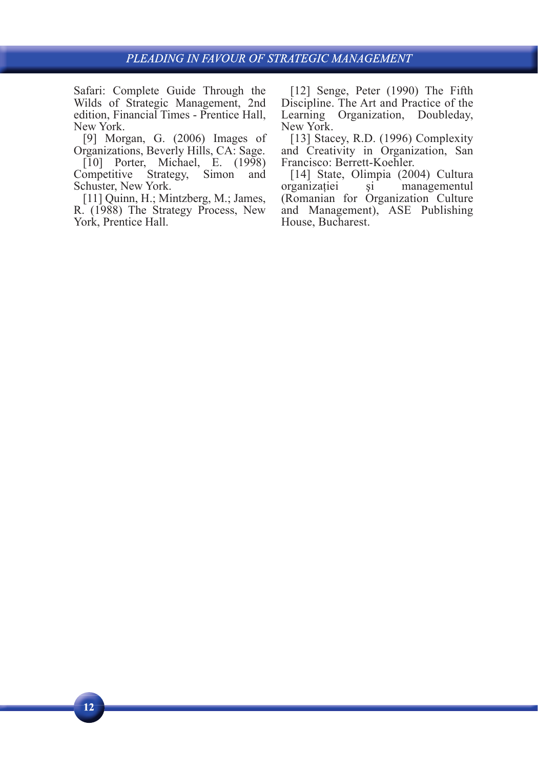Safari: Complete Guide Through the Wilds of Strategic Management, 2nd edition, Financial Times - Prentice Hall, New York.

[9] Morgan, G. (2006) Images of Organizations, Beverly Hills, CA: Sage.

[10] Porter, Michael, E. (1998) Competitive Strategy, Simon and Schuster, New York.

[11] Quinn, H.; Mintzberg, M.; James, R. (1988) The Strategy Process, New York, Prentice Hall.

[12] Senge, Peter (1990) The Fifth Discipline. The Art and Practice of the Learning Organization, Doubleday, New York.

[13] Stacey, R.D. (1996) Complexity and Creativity in Organization, San Francisco: Berrett-Koehler.

[14] State, Olimpia (2004) Cultura organizației şi managementul (Romanian for Organization Culture and Management), ASE Publishing House, Bucharest.